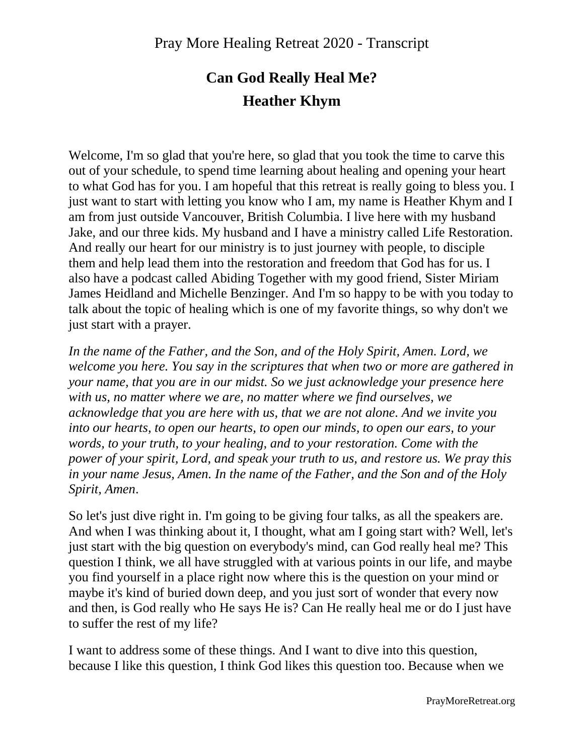Pray More Healing Retreat 2020 - Transcript

# Can God Really Heal Me?

## Heather Khym

Welcome, I'm so glad that you're here, so glad that you took the time to carve this out of your schedule, to spend time learning about healing and opening your heart to what God has for you. I am hopeful that this retreat is really going to bless you. I just want to start with letting you know who I am, my name is Heather Khym and I am from just outside Vancouver, British Columbia. I live here with my husband Jake, and our three kids. My husband and I have a ministry called Life Restoration. And really our heart for our ministry is to just journey with people, to disciple them and help lead them into the restoration and freedom that God has for us. I also have a podcast called Abiding Together with my good friend, Sister Miriam James Heidland and Michelle Benzinger. And I'm so happy to be with you today to talk about the topic of healing which is one of my favorite things, so why don't we just start with a prayer.

*In the name of the Father, and the Son, and of the Holy Spirit, Amen. Lord, we welcome you here. You say in the scriptures that when two or more are gathered in your name, that you are in our midst. So we just acknowledge your presence here with us, no matter where we are, no matter where we find ourselves, we acknowledge that you are here with us, that we are not alone. And we invite you into our hearts, to open our hearts, to open our minds, to open our ears, to your words, to your truth, to your healing, and to your restoration. Come with the power of your spirit, Lord, and speak your truth to us, and restore us. We pray this in your name Jesus, Amen. In the name of the Father, and the Son and of the Holy Spirit, Amen.*

So let's just dive right in. I'm going to be giving four talks, as all the speakers are. And when I was thinking about it, I thought, what am I going start with? Well, let's just start with the big question on everybody's mind, can God really heal me? This question I think, we all have struggled with at various points in our life, and maybe you find yourself in a place right now where this is the question on your mind or maybe it's kind of buried down deep, and you just sort of wonder that every now and then, is God really who He says He is? Can He really heal me or do I just have to suffer the rest of my life?

I want to address some of these things. And I want to dive into this question, because I like this question, I think God likes this question too. Because when we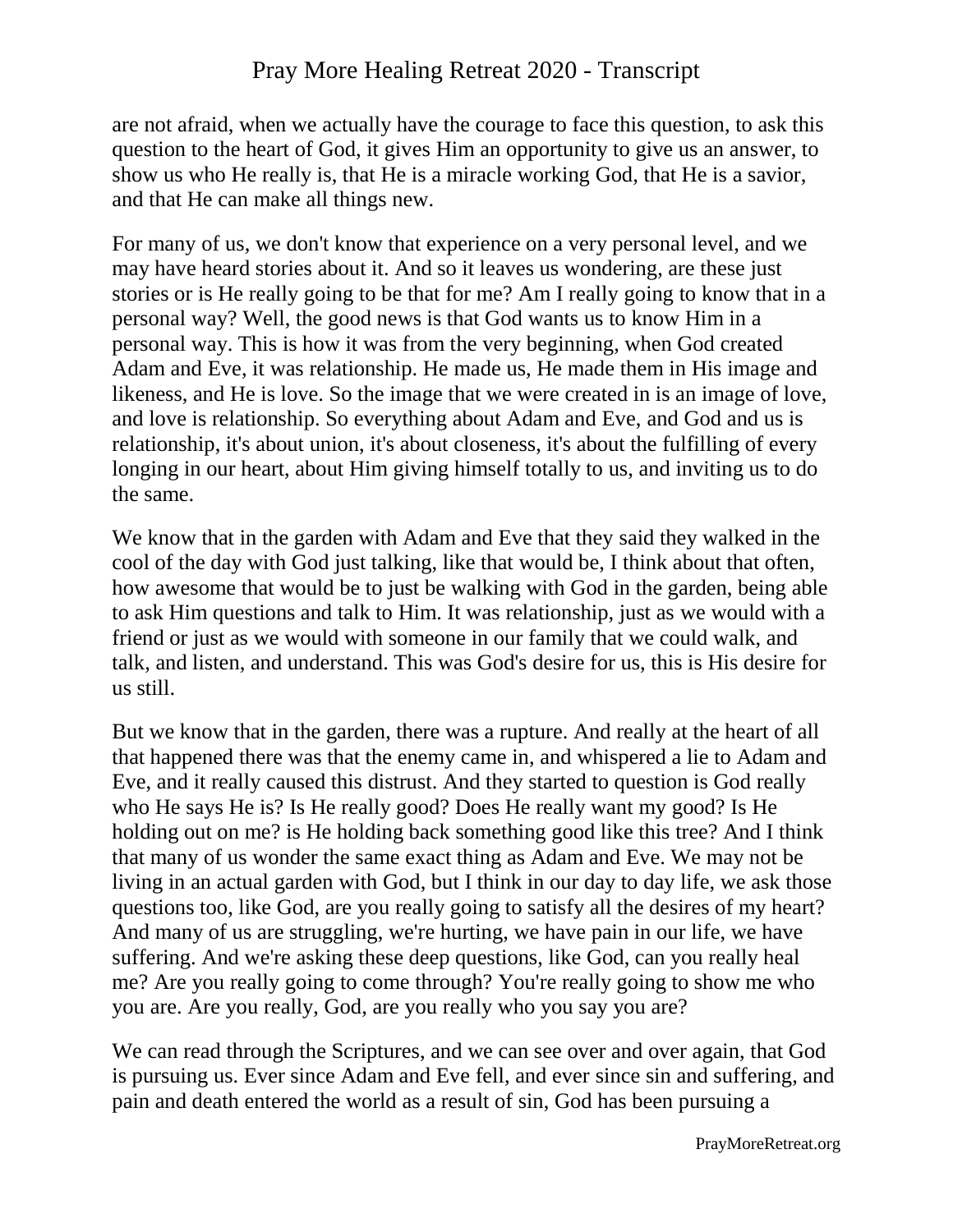are not afraid, when we actually have the courage to face this question, to ask this question to the heart of God, it gives Him an opportunity to give us an answer, to show us who He really is, that He is a miracle working God, that He is a savior, and that He can make all things new.

For many of us, we don't know that experience on a very personal level, and we may have heard stories about it. And so it leaves us wondering, are these just stories or is He really going to be that for me? Am I really going to know that in a personal way? Well, the good news is that God wants us to know Him in a personal way. This is how it was from the very beginning, when God created Adam and Eve, it was relationship. He made us, He made them in His image and likeness, and He is love. So the image that we were created in is an image of love, and love is relationship. So everything about Adam and Eve, and God and us is relationship, it's about union, it's about closeness, it's about the fulfilling of every longing in our heart, about Him giving himself totally to us, and inviting us to do the same.

We know that in the garden with Adam and Eve that they said they walked in the cool of the day with God just talking, like that would be, I think about that often, how awesome that would be to just be walking with God in the garden, being able to ask Him questions and talk to Him. It was relationship, just as we would with a friend or just as we would with someone in our family that we could walk, and talk, and listen, and understand. This was God's desire for us, this is His desire for us still.

But we know that in the garden, there was a rupture. And really at the heart of all that happened there was that the enemy came in, and whispered a lie to Adam and Eve, and it really caused this distrust. And they started to question is God really who He says He is? Is He really good? Does He really want my good? Is He holding out on me? is He holding back something good like this tree? And I think that many of us wonder the same exact thing as Adam and Eve. We may not be living in an actual garden with God, but I think in our day to day life, we ask those questions too, like God, are you really going to satisfy all the desires of my heart? And many of us are struggling, we're hurting, we have pain in our life, we have suffering. And we're asking these deep questions, like God, can you really heal me? Are you really going to come through? You're really going to show me who you are. Are you really, God, are you really who you say you are?

We can read through the Scriptures, and we can see over and over again, that God is pursuing us. Ever since Adam and Eve fell, and ever since sin and suffering, and pain and death entered the world as a result of sin, God has been pursuing a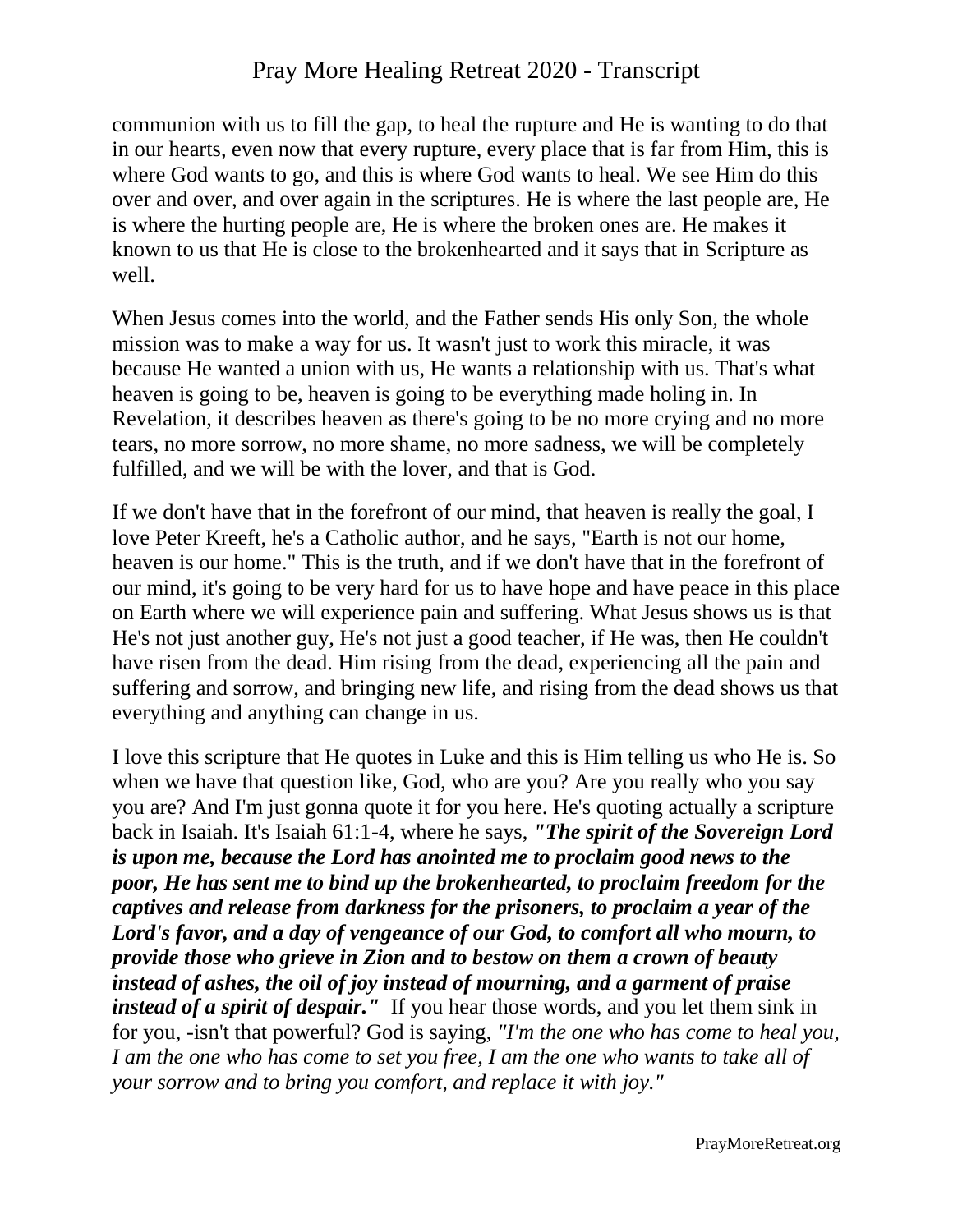communion with us to fill the gap, to heal the rupture and He is wanting to do that in our hearts, even now that every rupture, every place that is far from Him, this is where God wants to go, and this is where God wants to heal. We see Him do this over and over, and over again in the scriptures. He is where the last people are, He is where the hurting people are, He is where the broken ones are. He makes it known to us that He is close to the brokenhearted and it says that in Scripture as well.

When Jesus comes into the world, and the Father sends His only Son, the whole mission was to make a way for us. It wasn't just to work this miracle, it was because He wanted a union with us, He wants a relationship with us. That's what heaven is going to be, heaven is going to be everything made holing in. In Revelation, it describes heaven as there's going to be no more crying and no more tears, no more sorrow, no more shame, no more sadness, we will be completely fulfilled, and we will be with the lover, and that is God.

If we don't have that in the forefront of our mind, that heaven is really the goal, I love Peter Kreeft, he's a Catholic author, and he says, "Earth is not our home, heaven is our home." This is the truth, and if we don't have that in the forefront of our mind, it's going to be very hard for us to have hope and have peace in this place on Earth where we will experience pain and suffering. What Jesus shows us is that He's not just another guy, He's not just a good teacher, if He was, then He couldn't have risen from the dead. Him rising from the dead, experiencing all the pain and suffering and sorrow, and bringing new life, and rising from the dead shows us that everything and anything can change in us.

I love this scripture that He quotes in Luke and this is Him telling us who He is. So when we have that question like, God, who are you? Are you really who you say you are? And I'm just gonna quote it for you here. He's quoting actually a scripture back in Isaiah. It's Isaiah 61:1-4, where he says, ***"The spirit of the Sovereign Lord is upon me, because the Lord has anointed me to proclaim good news to the poor, He has sent me to bind up the brokenhearted, to proclaim freedom for the captives and release from darkness for the prisoners, to proclaim a year of the Lord's favor, and a day of vengeance of our God, to comfort all who mourn, to provide those who grieve in Zion and to bestow on them a crown of beauty instead of ashes, the oil of joy instead of mourning, and a garment of praise instead of a spirit of despair."*** If you hear those words, and you let them sink in for you, -isn't that powerful? God is saying, *"I'm the one who has come to heal you, I am the one who has come to set you free, I am the one who wants to take all of your sorrow and to bring you comfort, and replace it with joy."*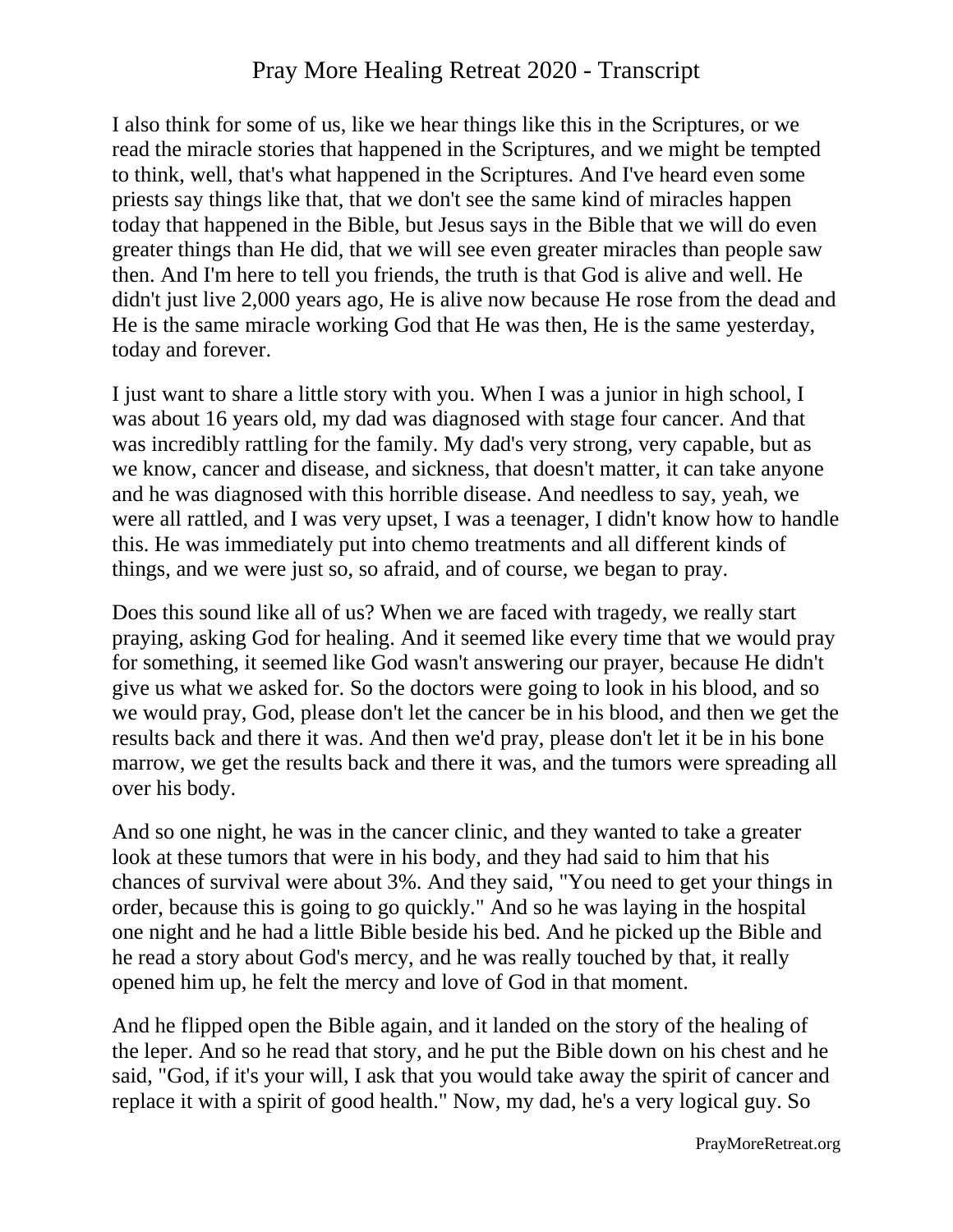I also think for some of us, like we hear things like this in the Scriptures, or we read the miracle stories that happened in the Scriptures, and we might be tempted to think, well, that's what happened in the Scriptures. And I've heard even some priests say things like that, that we don't see the same kind of miracles happen today that happened in the Bible, but Jesus says in the Bible that we will do even greater things than He did, that we will see even greater miracles than people saw then. And I'm here to tell you friends, the truth is that God is alive and well. He didn't just live 2,000 years ago, He is alive now because He rose from the dead and He is the same miracle working God that He was then, He is the same yesterday, today and forever.

I just want to share a little story with you. When I was a junior in high school, I was about 16 years old, my dad was diagnosed with stage four cancer. And that was incredibly rattling for the family. My dad's very strong, very capable, but as we know, cancer and disease, and sickness, that doesn't matter, it can take anyone and he was diagnosed with this horrible disease. And needless to say, yeah, we were all rattled, and I was very upset, I was a teenager, I didn't know how to handle this. He was immediately put into chemo treatments and all different kinds of things, and we were just so, so afraid, and of course, we began to pray.

Does this sound like all of us? When we are faced with tragedy, we really start praying, asking God for healing. And it seemed like every time that we would pray for something, it seemed like God wasn't answering our prayer, because He didn't give us what we asked for. So the doctors were going to look in his blood, and so we would pray, God, please don't let the cancer be in his blood, and then we get the results back and there it was. And then we'd pray, please don't let it be in his bone marrow, we get the results back and there it was, and the tumors were spreading all over his body.

And so one night, he was in the cancer clinic, and they wanted to take a greater look at these tumors that were in his body, and they had said to him that his chances of survival were about 3%. And they said, "You need to get your things in order, because this is going to go quickly." And so he was laying in the hospital one night and he had a little Bible beside his bed. And he picked up the Bible and he read a story about God's mercy, and he was really touched by that, it really opened him up, he felt the mercy and love of God in that moment.

And he flipped open the Bible again, and it landed on the story of the healing of the leper. And so he read that story, and he put the Bible down on his chest and he said, "God, if it's your will, I ask that you would take away the spirit of cancer and replace it with a spirit of good health." Now, my dad, he's a very logical guy. So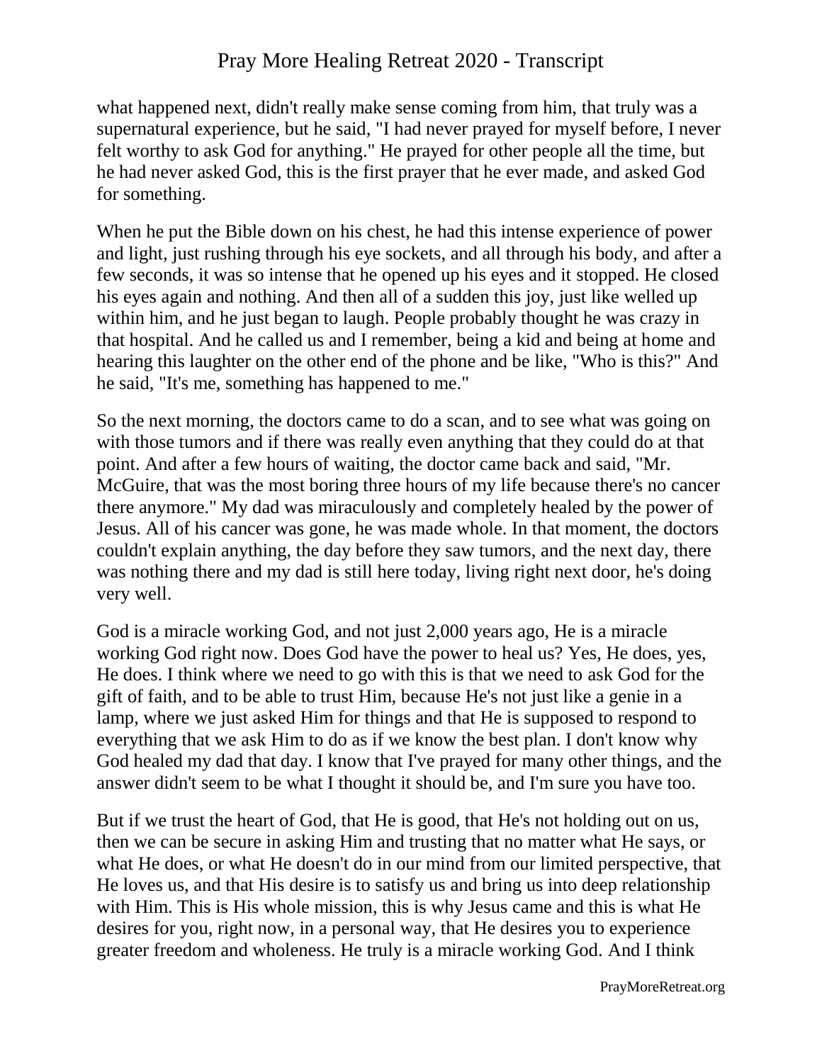what happened next, didn't really make sense coming from him, that truly was a supernatural experience, but he said, "I had never prayed for myself before, I never felt worthy to ask God for anything." He prayed for other people all the time, but he had never asked God, this is the first prayer that he ever made, and asked God for something.

When he put the Bible down on his chest, he had this intense experience of power and light, just rushing through his eye sockets, and all through his body, and after a few seconds, it was so intense that he opened up his eyes and it stopped. He closed his eyes again and nothing. And then all of a sudden this joy, just like welled up within him, and he just began to laugh. People probably thought he was crazy in that hospital. And he called us and I remember, being a kid and being at home and hearing this laughter on the other end of the phone and be like, "Who is this?" And he said, "It's me, something has happened to me."

So the next morning, the doctors came to do a scan, and to see what was going on with those tumors and if there was really even anything that they could do at that point. And after a few hours of waiting, the doctor came back and said, "Mr. McGuire, that was the most boring three hours of my life because there's no cancer there anymore." My dad was miraculously and completely healed by the power of Jesus. All of his cancer was gone, he was made whole. In that moment, the doctors couldn't explain anything, the day before they saw tumors, and the next day, there was nothing there and my dad is still here today, living right next door, he's doing very well.

God is a miracle working God, and not just 2,000 years ago, He is a miracle working God right now. Does God have the power to heal us? Yes, He does, yes, He does. I think where we need to go with this is that we need to ask God for the gift of faith, and to be able to trust Him, because He's not just like a genie in a lamp, where we just asked Him for things and that He is supposed to respond to everything that we ask Him to do as if we know the best plan. I don't know why God healed my dad that day. I know that I've prayed for many other things, and the answer didn't seem to be what I thought it should be, and I'm sure you have too.

But if we trust the heart of God, that He is good, that He's not holding out on us, then we can be secure in asking Him and trusting that no matter what He says, or what He does, or what He doesn't do in our mind from our limited perspective, that He loves us, and that His desire is to satisfy us and bring us into deep relationship with Him. This is His whole mission, this is why Jesus came and this is what He desires for you, right now, in a personal way, that He desires you to experience greater freedom and wholeness. He truly is a miracle working God. And I think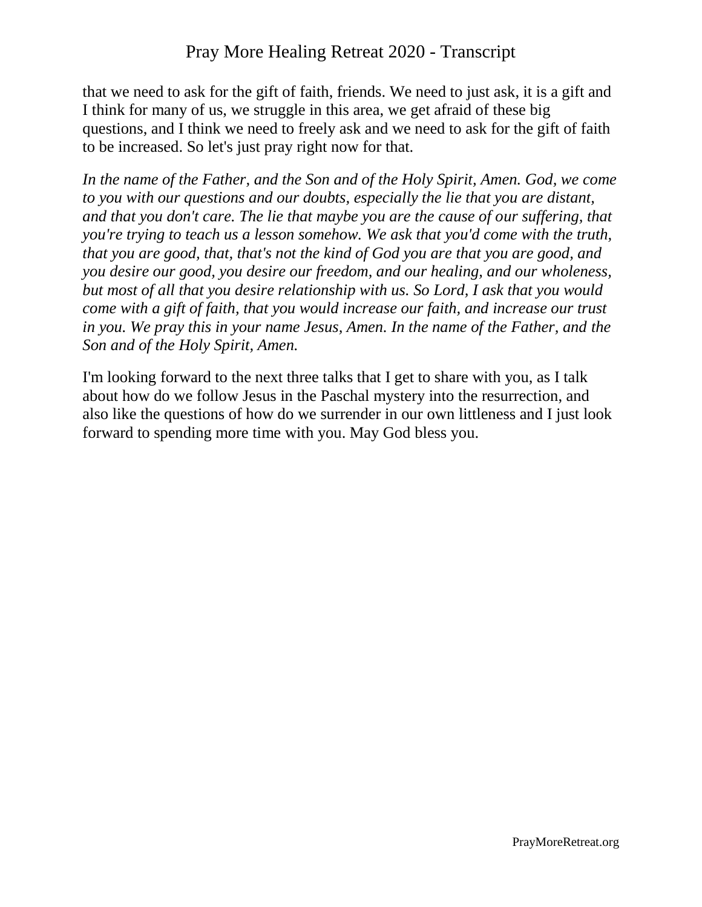that we need to ask for the gift of faith, friends. We need to just ask, it is a gift and I think for many of us, we struggle in this area, we get afraid of these big questions, and I think we need to freely ask and we need to ask for the gift of faith to be increased. So let's just pray right now for that.

*In the name of the Father, and the Son and of the Holy Spirit, Amen. God, we come to you with our questions and our doubts, especially the lie that you are distant, and that you don't care. The lie that maybe you are the cause of our suffering, that you're trying to teach us a lesson somehow. We ask that you'd come with the truth, that you are good, that, that's not the kind of God you are that you are good, and you desire our good, you desire our freedom, and our healing, and our wholeness, but most of all that you desire relationship with us. So Lord, I ask that you would come with a gift of faith, that you would increase our faith, and increase our trust in you. We pray this in your name Jesus, Amen. In the name of the Father, and the Son and of the Holy Spirit, Amen.*

I'm looking forward to the next three talks that I get to share with you, as I talk about how do we follow Jesus in the Paschal mystery into the resurrection, and also like the questions of how do we surrender in our own littleness and I just look forward to spending more time with you. May God bless you.